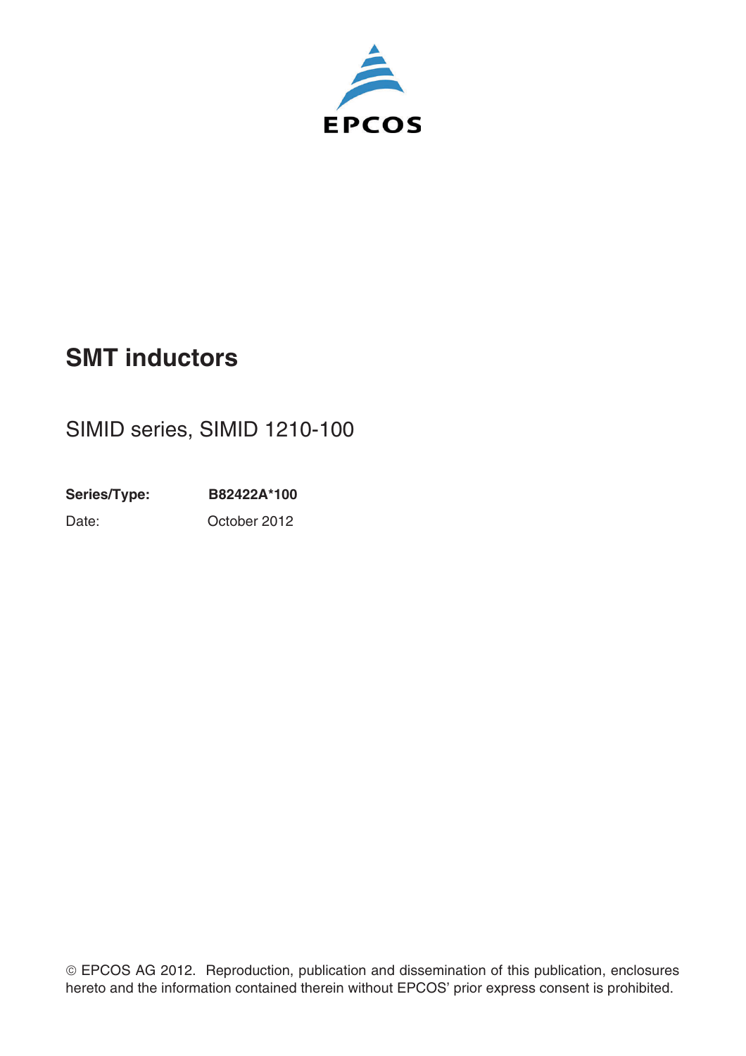EPCOS

# SMT inductors

SIMID series, SIMID 1210-100

**Series/Type:** **B82422A*100**

Date: October 2012

© EPCOS AG 2012. Reproduction, publication and dissemination of this publication, enclosures hereto and the information contained therein without EPCOS' prior express consent is prohibited.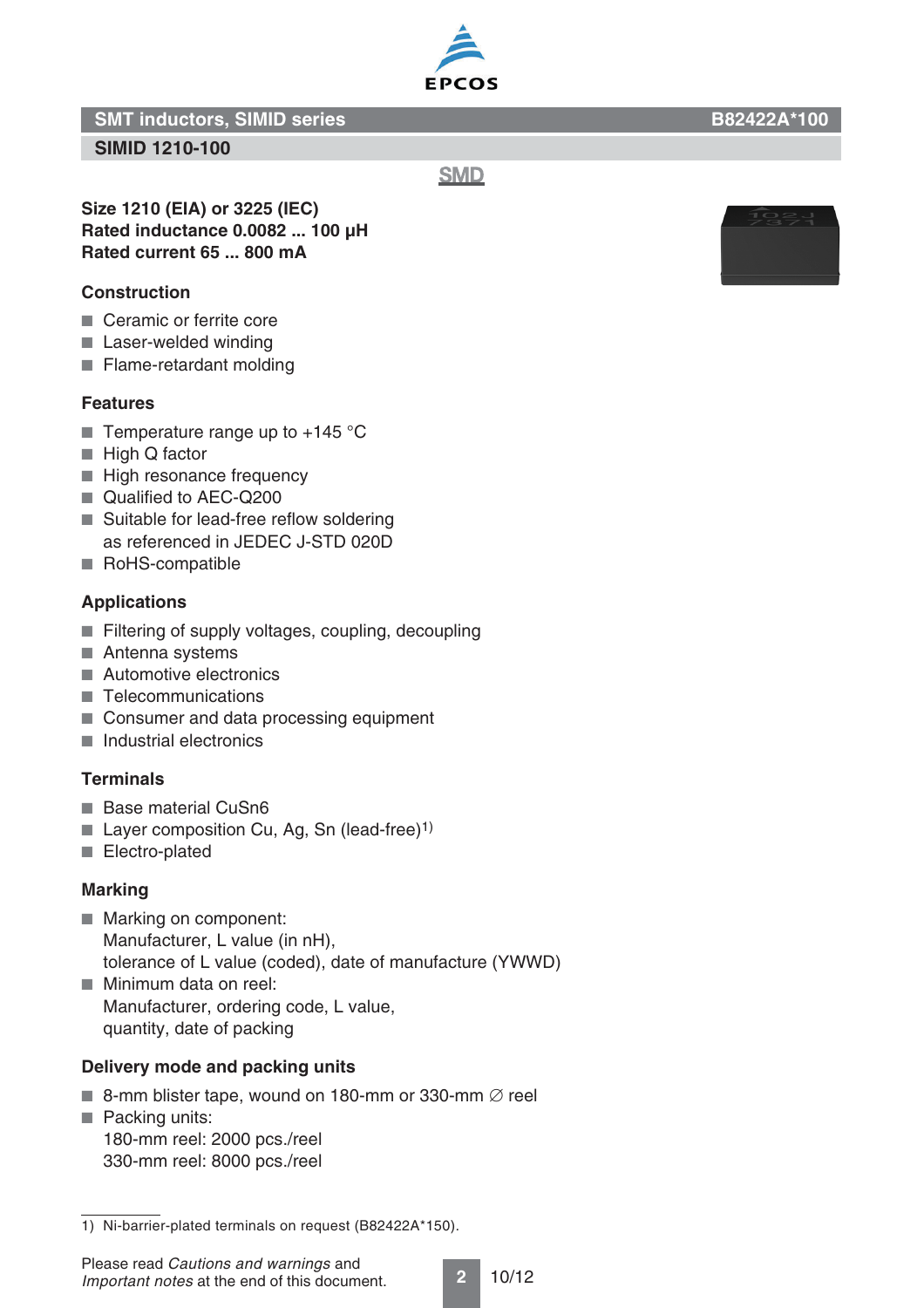# SMT inductors, SIMID series

**B82422A*100**

## SIMID 1210-100

SMD

**Size 1210 (EIA) or 3225 (IEC)**
**Rated inductance 0.0082 ... 100 µH**
**Rated current 65 ... 800 mA**

### Construction

- Ceramic or ferrite core
- Laser-welded winding
- Flame-retardant molding

### Features

- Temperature range up to +145 °C
- High Q factor
- High resonance frequency
- Qualified to AEC-Q200
- Suitable for lead-free reflow soldering as referenced in JEDEC J-STD 020D
- RoHS-compatible

### Applications

- Filtering of supply voltages, coupling, decoupling
- Antenna systems
- Automotive electronics
- Telecommunications
- Consumer and data processing equipment
- Industrial electronics

### Terminals

- Base material CuSn6
- Layer composition Cu, Ag, Sn (lead-free)[1)]
- Electro-plated

### Marking

- Marking on component:
  Manufacturer, L value (in nH),
  tolerance of L value (coded), date of manufacture (YWWD)
- Minimum data on reel:
  Manufacturer, ordering code, L value,
  quantity, date of packing

### Delivery mode and packing units

- 8-mm blister tape, wound on 180-mm or 330-mm ∅ reel
- Packing units:
  180-mm reel: 2000 pcs./reel
  330-mm reel: 8000 pcs./reel

1) Ni-barrier-plated terminals on request (B82422A*150).

Please read *Cautions and warnings* and *Important notes* at the end of this document.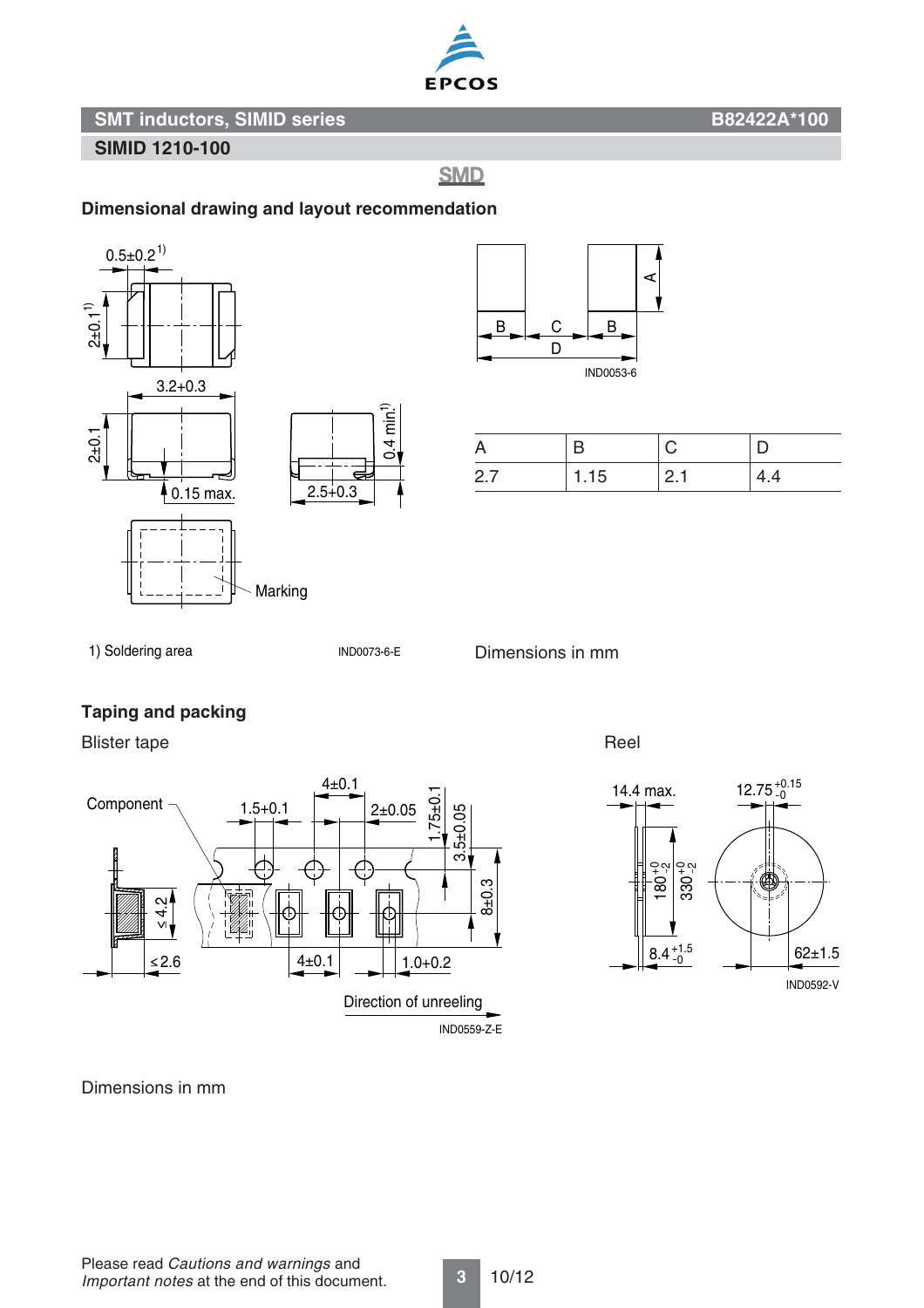## SMT inductors, SIMID series

**B82422A*100**

**SIMID 1210-100**

SMD

### Dimensional drawing and layout recommendation

0.5±0.2[1)]

2±0.1[1)]

3.2+0.3

2±0.1

0.15 max.

0.4 min.[1)]

2.5+0.3

Marking

1) Soldering area

IND0073-6-E

IND0053-6

| A | B | C | D |
|---|---|---|---|
| 2.7 | 1.15 | 2.1 | 4.4 |

Dimensions in mm

### Taping and packing

Blister tape

Component

1.5+0.1

4±0.1

2±0.05

1.75±0.1

3.5±0.05

8±0.3

≤ 4.2

≤2.6

4±0.1

1.0+0.2

Direction of unreeling

IND0559-Z-E

Reel

14.4 max.

12.75 $^{+0.15}_{-0}$

180 $^{+0}_{-2}$

330 $^{+0}_{-2}$

8.4 $^{+1.5}_{-0}$

62±1.5

IND0592-V

Dimensions in mm

Please read *Cautions and warnings* and *Important notes* at the end of this document.

10/12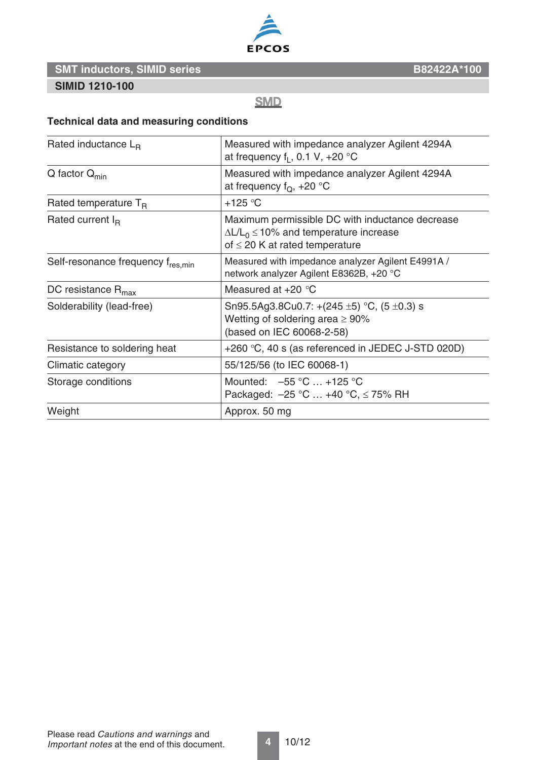## SMT inductors, SIMID series B82422A*100

**SIMID 1210-100**

SMD

### Technical data and measuring conditions

| | |
|---|---|
| Rated inductance $L_R$ | Measured with impedance analyzer Agilent 4294A at frequency $f_L$, 0.1 V, +20 °C |
| Q factor $Q_{min}$ | Measured with impedance analyzer Agilent 4294A at frequency $f_Q$, +20 °C |
| Rated temperature $T_R$ | +125 °C |
| Rated current $I_R$ | Maximum permissible DC with inductance decrease $\Delta L/L_0 \leq$ 10% and temperature increase of $\leq$ 20 K at rated temperature |
| Self-resonance frequency $f_{res,min}$ | Measured with impedance analyzer Agilent E4991A / network analyzer Agilent E8362B, +20 °C |
| DC resistance $R_{max}$ | Measured at +20 °C |
| Solderability (lead-free) | Sn95.5Ag3.8Cu0.7: +(245 ±5) °C, (5 ±0.3) s<br>Wetting of soldering area ≥ 90%<br>(based on IEC 60068-2-58) |
| Resistance to soldering heat | +260 °C, 40 s (as referenced in JEDEC J-STD 020D) |
| Climatic category | 55/125/56 (to IEC 60068-1) |
| Storage conditions | Mounted: –55 °C … +125 °C<br>Packaged: –25 °C … +40 °C, ≤ 75% RH |
| Weight | Approx. 50 mg |

Please read *Cautions and warnings* and *Important notes* at the end of this document.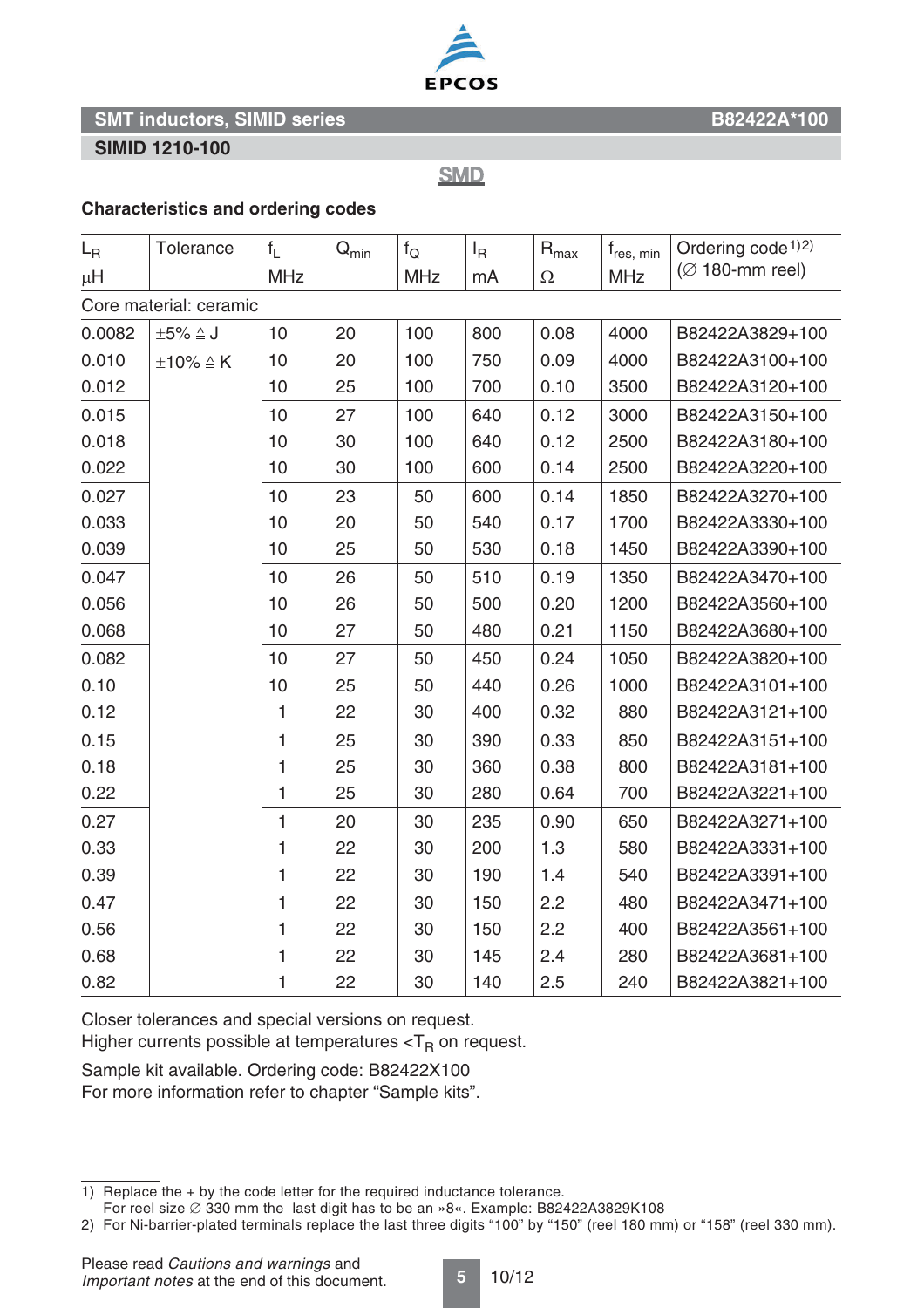EPCOS

## SMT inductors, SIMID series — B82422A*100

### SIMID 1210-100

SMD

### Characteristics and ordering codes

| $L_R$ µH | Tolerance | $f_L$ MHz | $Q_{min}$ | $f_Q$ MHz | $I_R$ mA | $R_{max}$ Ω | $f_{res, min}$ MHz | Ordering code[1)2)] (∅ 180-mm reel) |
|---|---|---|---|---|---|---|---|---|
| Core material: ceramic | | | | | | | | |
| 0.0082 | ±5% ≙ J | 10 | 20 | 100 | 800 | 0.08 | 4000 | B82422A3829+100 |
| 0.010 | ±10% ≙ K | 10 | 20 | 100 | 750 | 0.09 | 4000 | B82422A3100+100 |
| 0.012 | | 10 | 25 | 100 | 700 | 0.10 | 3500 | B82422A3120+100 |
| 0.015 | | 10 | 27 | 100 | 640 | 0.12 | 3000 | B82422A3150+100 |
| 0.018 | | 10 | 30 | 100 | 640 | 0.12 | 2500 | B82422A3180+100 |
| 0.022 | | 10 | 30 | 100 | 600 | 0.14 | 2500 | B82422A3220+100 |
| 0.027 | | 10 | 23 | 50 | 600 | 0.14 | 1850 | B82422A3270+100 |
| 0.033 | | 10 | 20 | 50 | 540 | 0.17 | 1700 | B82422A3330+100 |
| 0.039 | | 10 | 25 | 50 | 530 | 0.18 | 1450 | B82422A3390+100 |
| 0.047 | | 10 | 26 | 50 | 510 | 0.19 | 1350 | B82422A3470+100 |
| 0.056 | | 10 | 26 | 50 | 500 | 0.20 | 1200 | B82422A3560+100 |
| 0.068 | | 10 | 27 | 50 | 480 | 0.21 | 1150 | B82422A3680+100 |
| 0.082 | | 10 | 27 | 50 | 450 | 0.24 | 1050 | B82422A3820+100 |
| 0.10 | | 10 | 25 | 50 | 440 | 0.26 | 1000 | B82422A3101+100 |
| 0.12 | | 1 | 22 | 30 | 400 | 0.32 | 880 | B82422A3121+100 |
| 0.15 | | 1 | 25 | 30 | 390 | 0.33 | 850 | B82422A3151+100 |
| 0.18 | | 1 | 25 | 30 | 360 | 0.38 | 800 | B82422A3181+100 |
| 0.22 | | 1 | 25 | 30 | 280 | 0.64 | 700 | B82422A3221+100 |
| 0.27 | | 1 | 20 | 30 | 235 | 0.90 | 650 | B82422A3271+100 |
| 0.33 | | 1 | 22 | 30 | 200 | 1.3 | 580 | B82422A3331+100 |
| 0.39 | | 1 | 22 | 30 | 190 | 1.4 | 540 | B82422A3391+100 |
| 0.47 | | 1 | 22 | 30 | 150 | 2.2 | 480 | B82422A3471+100 |
| 0.56 | | 1 | 22 | 30 | 150 | 2.2 | 400 | B82422A3561+100 |
| 0.68 | | 1 | 22 | 30 | 145 | 2.4 | 280 | B82422A3681+100 |
| 0.82 | | 1 | 22 | 30 | 140 | 2.5 | 240 | B82422A3821+100 |

Closer tolerances and special versions on request.
Higher currents possible at temperatures <$T_R$ on request.

Sample kit available. Ordering code: B82422X100
For more information refer to chapter "Sample kits".

---

1) Replace the + by the code letter for the required inductance tolerance.
For reel size ∅ 330 mm the last digit has to be an »8«. Example: B82422A3829K108
2) For Ni-barrier-plated terminals replace the last three digits "100" by "150" (reel 180 mm) or "158" (reel 330 mm).

Please read *Cautions and warnings* and
*Important notes* at the end of this document.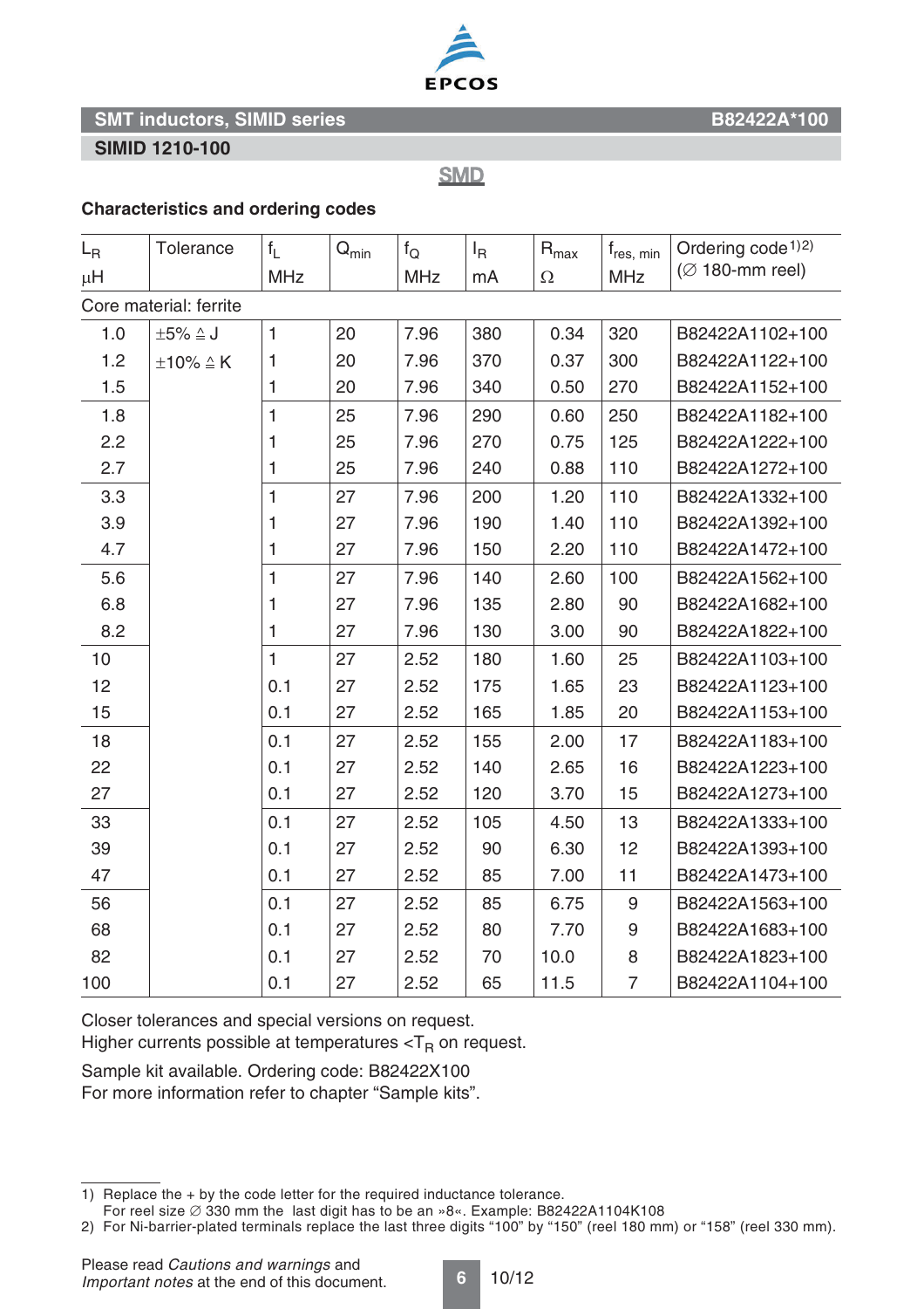# SMT inductors, SIMID series — B82422A*100

## SIMID 1210-100

SMD

### Characteristics and ordering codes

| $L_R$ µH | Tolerance | $f_L$ MHz | $Q_{min}$ | $f_Q$ MHz | $I_R$ mA | $R_{max}$ Ω | $f_{res, min}$ MHz | Ordering code[1)2)] (∅ 180-mm reel) |
|---|---|---|---|---|---|---|---|---|
| Core material: ferrite | | | | | | | | |
| 1.0 | ±5% ≙ J | 1 | 20 | 7.96 | 380 | 0.34 | 320 | B82422A1102+100 |
| 1.2 | ±10% ≙ K | 1 | 20 | 7.96 | 370 | 0.37 | 300 | B82422A1122+100 |
| 1.5 | | 1 | 20 | 7.96 | 340 | 0.50 | 270 | B82422A1152+100 |
| 1.8 | | 1 | 25 | 7.96 | 290 | 0.60 | 250 | B82422A1182+100 |
| 2.2 | | 1 | 25 | 7.96 | 270 | 0.75 | 125 | B82422A1222+100 |
| 2.7 | | 1 | 25 | 7.96 | 240 | 0.88 | 110 | B82422A1272+100 |
| 3.3 | | 1 | 27 | 7.96 | 200 | 1.20 | 110 | B82422A1332+100 |
| 3.9 | | 1 | 27 | 7.96 | 190 | 1.40 | 110 | B82422A1392+100 |
| 4.7 | | 1 | 27 | 7.96 | 150 | 2.20 | 110 | B82422A1472+100 |
| 5.6 | | 1 | 27 | 7.96 | 140 | 2.60 | 100 | B82422A1562+100 |
| 6.8 | | 1 | 27 | 7.96 | 135 | 2.80 | 90 | B82422A1682+100 |
| 8.2 | | 1 | 27 | 7.96 | 130 | 3.00 | 90 | B82422A1822+100 |
| 10 | | 1 | 27 | 2.52 | 180 | 1.60 | 25 | B82422A1103+100 |
| 12 | | 0.1 | 27 | 2.52 | 175 | 1.65 | 23 | B82422A1123+100 |
| 15 | | 0.1 | 27 | 2.52 | 165 | 1.85 | 20 | B82422A1153+100 |
| 18 | | 0.1 | 27 | 2.52 | 155 | 2.00 | 17 | B82422A1183+100 |
| 22 | | 0.1 | 27 | 2.52 | 140 | 2.65 | 16 | B82422A1223+100 |
| 27 | | 0.1 | 27 | 2.52 | 120 | 3.70 | 15 | B82422A1273+100 |
| 33 | | 0.1 | 27 | 2.52 | 105 | 4.50 | 13 | B82422A1333+100 |
| 39 | | 0.1 | 27 | 2.52 | 90 | 6.30 | 12 | B82422A1393+100 |
| 47 | | 0.1 | 27 | 2.52 | 85 | 7.00 | 11 | B82422A1473+100 |
| 56 | | 0.1 | 27 | 2.52 | 85 | 6.75 | 9 | B82422A1563+100 |
| 68 | | 0.1 | 27 | 2.52 | 80 | 7.70 | 9 | B82422A1683+100 |
| 82 | | 0.1 | 27 | 2.52 | 70 | 10.0 | 8 | B82422A1823+100 |
| 100 | | 0.1 | 27 | 2.52 | 65 | 11.5 | 7 | B82422A1104+100 |

Closer tolerances and special versions on request.
Higher currents possible at temperatures $<T_R$ on request.

Sample kit available. Ordering code: B82422X100
For more information refer to chapter “Sample kits”.

1) Replace the + by the code letter for the required inductance tolerance.
For reel size ∅ 330 mm the last digit has to be an »8«. Example: B82422A1104K108
2) For Ni-barrier-plated terminals replace the last three digits “100” by “150” (reel 180 mm) or “158” (reel 330 mm).

Please read *Cautions and warnings* and *Important notes* at the end of this document.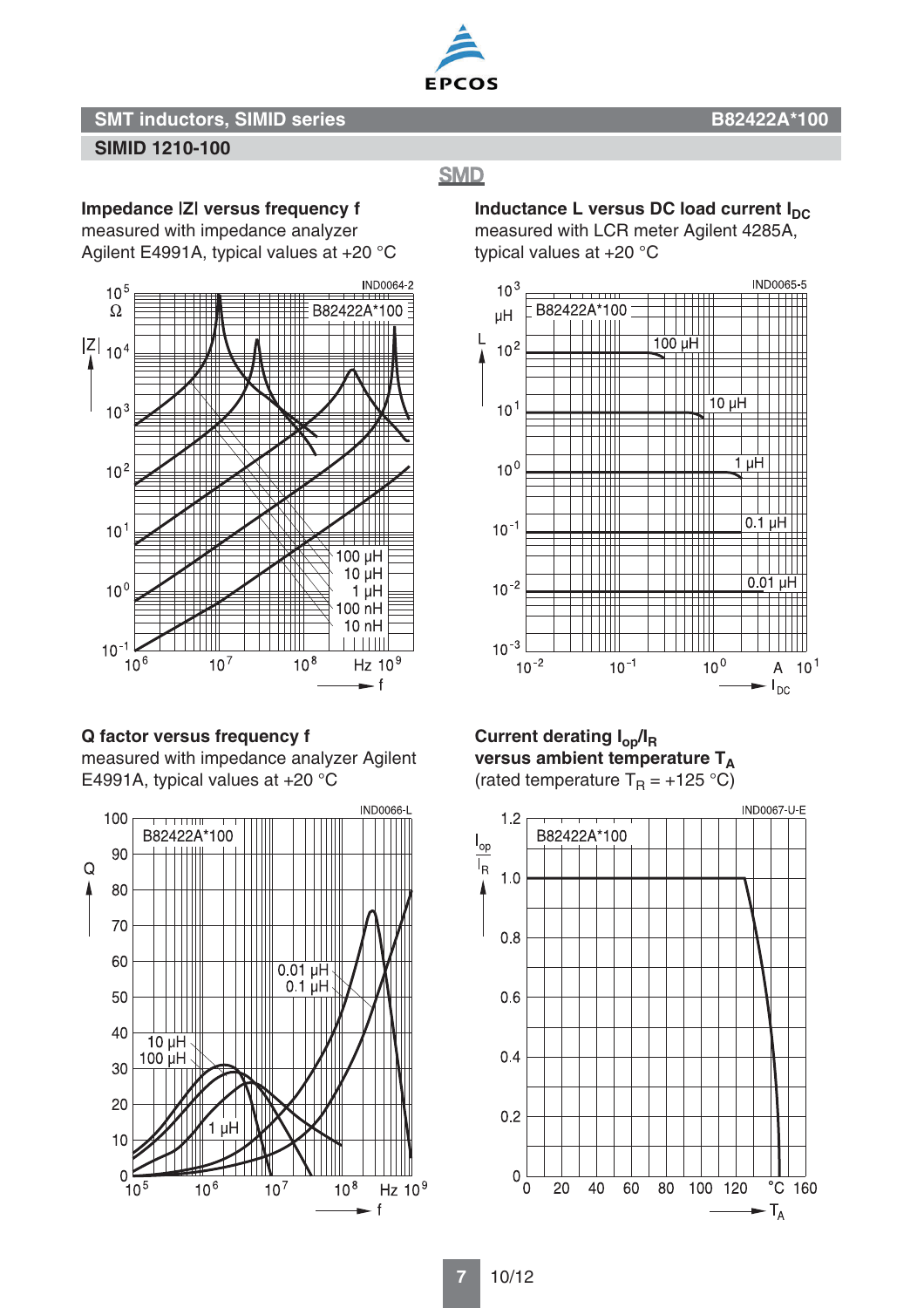# SMT inductors, SIMID series

## SIMID 1210-100

SMD

**Impedance |Z| versus frequency f**
measured with impedance analyzer Agilent E4991A, typical values at +20 °C

**Inductance L versus DC load current $I_{DC}$**
measured with LCR meter Agilent 4285A, typical values at +20 °C

**Q factor versus frequency f**
measured with impedance analyzer Agilent E4991A, typical values at +20 °C

**Current derating $I_{op}/I_R$ versus ambient temperature $T_A$**
(rated temperature $T_R$ = +125 °C)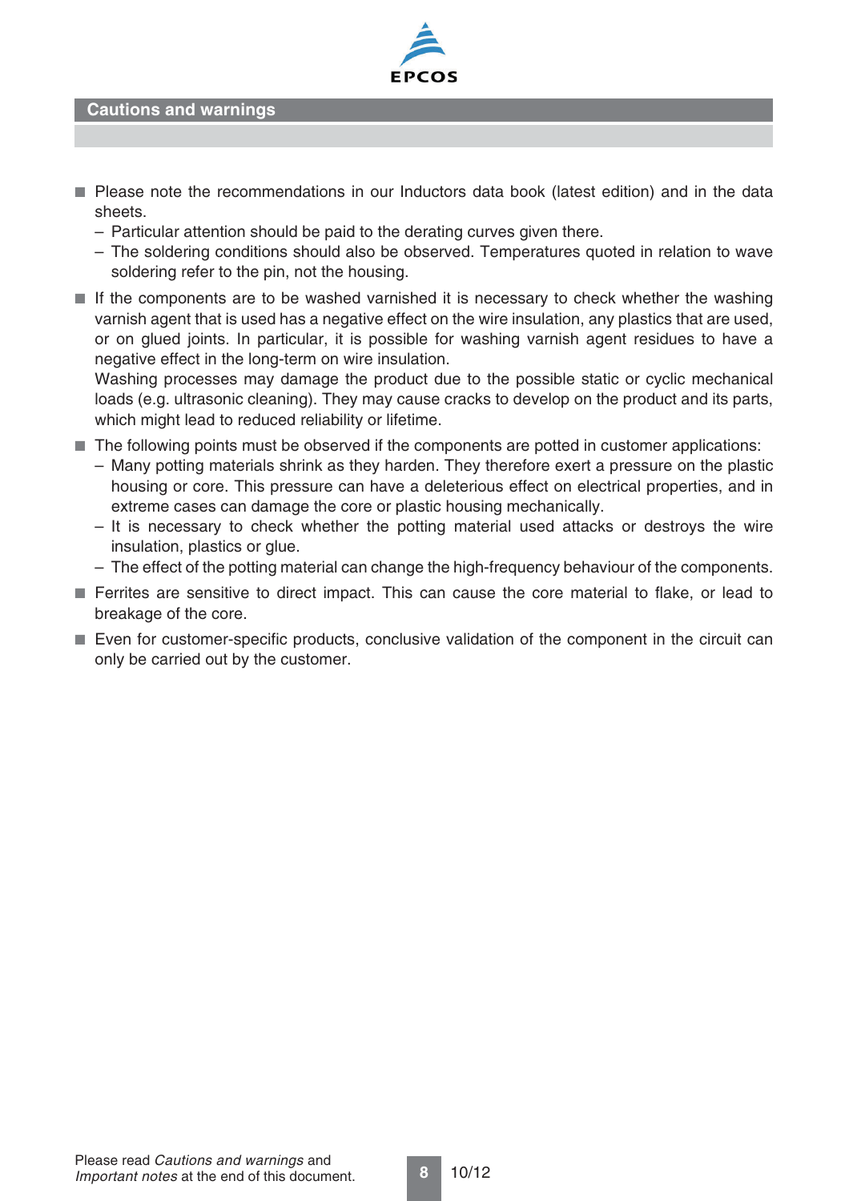## Cautions and warnings

- Please note the recommendations in our Inductors data book (latest edition) and in the data sheets.
  - Particular attention should be paid to the derating curves given there.
  - The soldering conditions should also be observed. Temperatures quoted in relation to wave soldering refer to the pin, not the housing.
- If the components are to be washed varnished it is necessary to check whether the washing varnish agent that is used has a negative effect on the wire insulation, any plastics that are used, or on glued joints. In particular, it is possible for washing varnish agent residues to have a negative effect in the long-term on wire insulation.
  Washing processes may damage the product due to the possible static or cyclic mechanical loads (e.g. ultrasonic cleaning). They may cause cracks to develop on the product and its parts, which might lead to reduced reliability or lifetime.
- The following points must be observed if the components are potted in customer applications:
  - Many potting materials shrink as they harden. They therefore exert a pressure on the plastic housing or core. This pressure can have a deleterious effect on electrical properties, and in extreme cases can damage the core or plastic housing mechanically.
  - It is necessary to check whether the potting material used attacks or destroys the wire insulation, plastics or glue.
  - The effect of the potting material can change the high-frequency behaviour of the components.
- Ferrites are sensitive to direct impact. This can cause the core material to flake, or lead to breakage of the core.
- Even for customer-specific products, conclusive validation of the component in the circuit can only be carried out by the customer.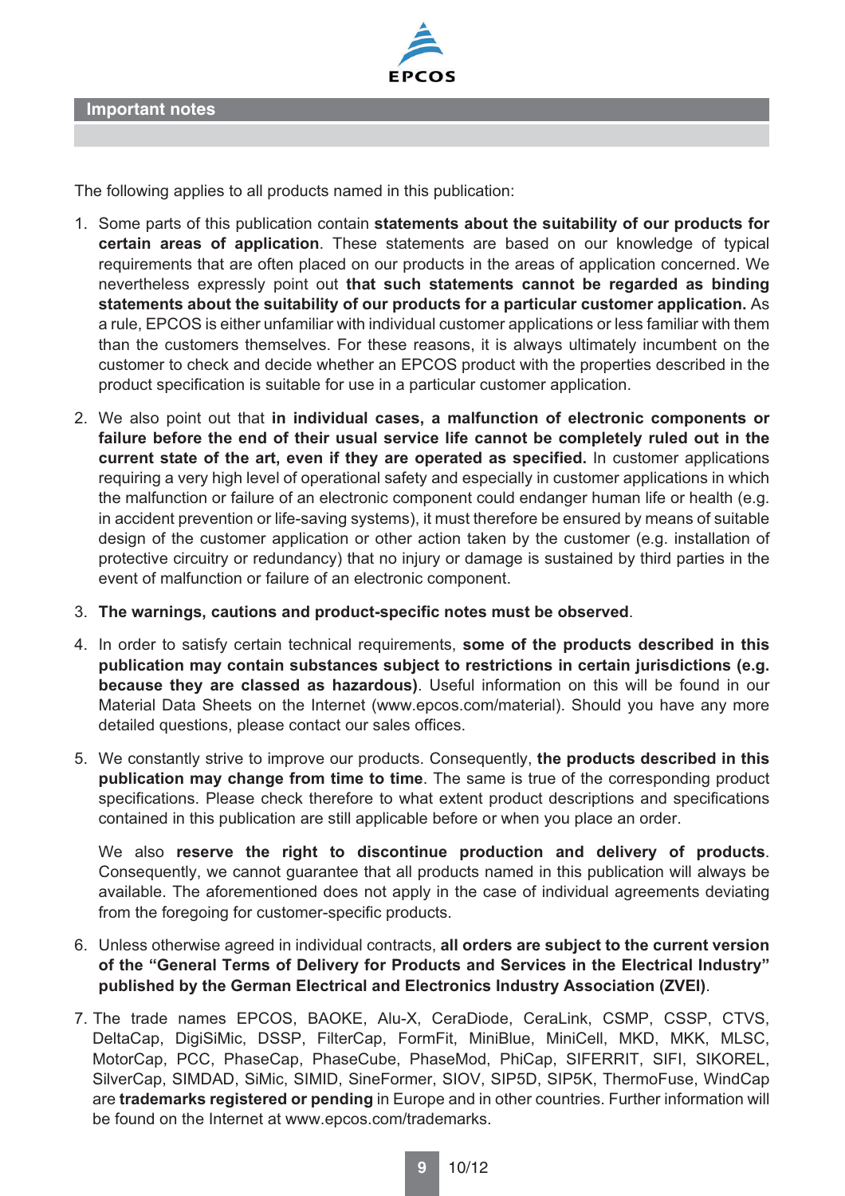## Important notes

The following applies to all products named in this publication:

1. Some parts of this publication contain **statements about the suitability of our products for certain areas of application**. These statements are based on our knowledge of typical requirements that are often placed on our products in the areas of application concerned. We nevertheless expressly point out **that such statements cannot be regarded as binding statements about the suitability of our products for a particular customer application.** As a rule, EPCOS is either unfamiliar with individual customer applications or less familiar with them than the customers themselves. For these reasons, it is always ultimately incumbent on the customer to check and decide whether an EPCOS product with the properties described in the product specification is suitable for use in a particular customer application.
2. We also point out that **in individual cases, a malfunction of electronic components or failure before the end of their usual service life cannot be completely ruled out in the current state of the art, even if they are operated as specified.** In customer applications requiring a very high level of operational safety and especially in customer applications in which the malfunction or failure of an electronic component could endanger human life or health (e.g. in accident prevention or life-saving systems), it must therefore be ensured by means of suitable design of the customer application or other action taken by the customer (e.g. installation of protective circuitry or redundancy) that no injury or damage is sustained by third parties in the event of malfunction or failure of an electronic component.
3. **The warnings, cautions and product-specific notes must be observed**.
4. In order to satisfy certain technical requirements, **some of the products described in this publication may contain substances subject to restrictions in certain jurisdictions (e.g. because they are classed as hazardous)**. Useful information on this will be found in our Material Data Sheets on the Internet (www.epcos.com/material). Should you have any more detailed questions, please contact our sales offices.
5. We constantly strive to improve our products. Consequently, **the products described in this publication may change from time to time**. The same is true of the corresponding product specifications. Please check therefore to what extent product descriptions and specifications contained in this publication are still applicable before or when you place an order.

   We also **reserve the right to discontinue production and delivery of products**. Consequently, we cannot guarantee that all products named in this publication will always be available. The aforementioned does not apply in the case of individual agreements deviating from the foregoing for customer-specific products.
6. Unless otherwise agreed in individual contracts, **all orders are subject to the current version of the "General Terms of Delivery for Products and Services in the Electrical Industry" published by the German Electrical and Electronics Industry Association (ZVEI)**.
7. The trade names EPCOS, BAOKE, Alu-X, CeraDiode, CeraLink, CSMP, CSSP, CTVS, DeltaCap, DigiSiMic, DSSP, FilterCap, FormFit, MiniBlue, MiniCell, MKD, MKK, MLSC, MotorCap, PCC, PhaseCap, PhaseCube, PhaseMod, PhiCap, SIFERRIT, SIFI, SIKOREL, SilverCap, SIMDAD, SiMic, SIMID, SineFormer, SIOV, SIP5D, SIP5K, ThermoFuse, WindCap are **trademarks registered or pending** in Europe and in other countries. Further information will be found on the Internet at www.epcos.com/trademarks.